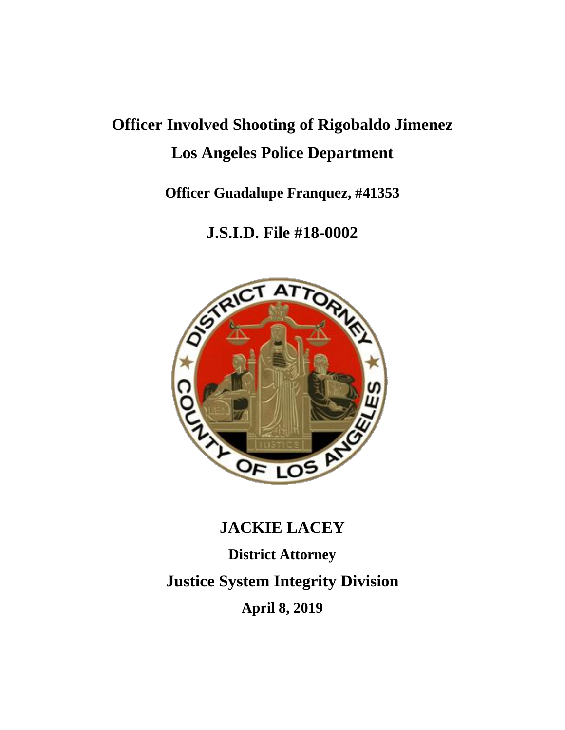# Officer Involved Shooting of Rigobaldo Jimenez

# Los Angeles Police Department

**Officer Guadalupe Franquez, #41353**

## J.S.I.D. File #18-0002

## JACKIE LACEY

**District Attorney**

## Justice System Integrity Division

**April 8, 2019**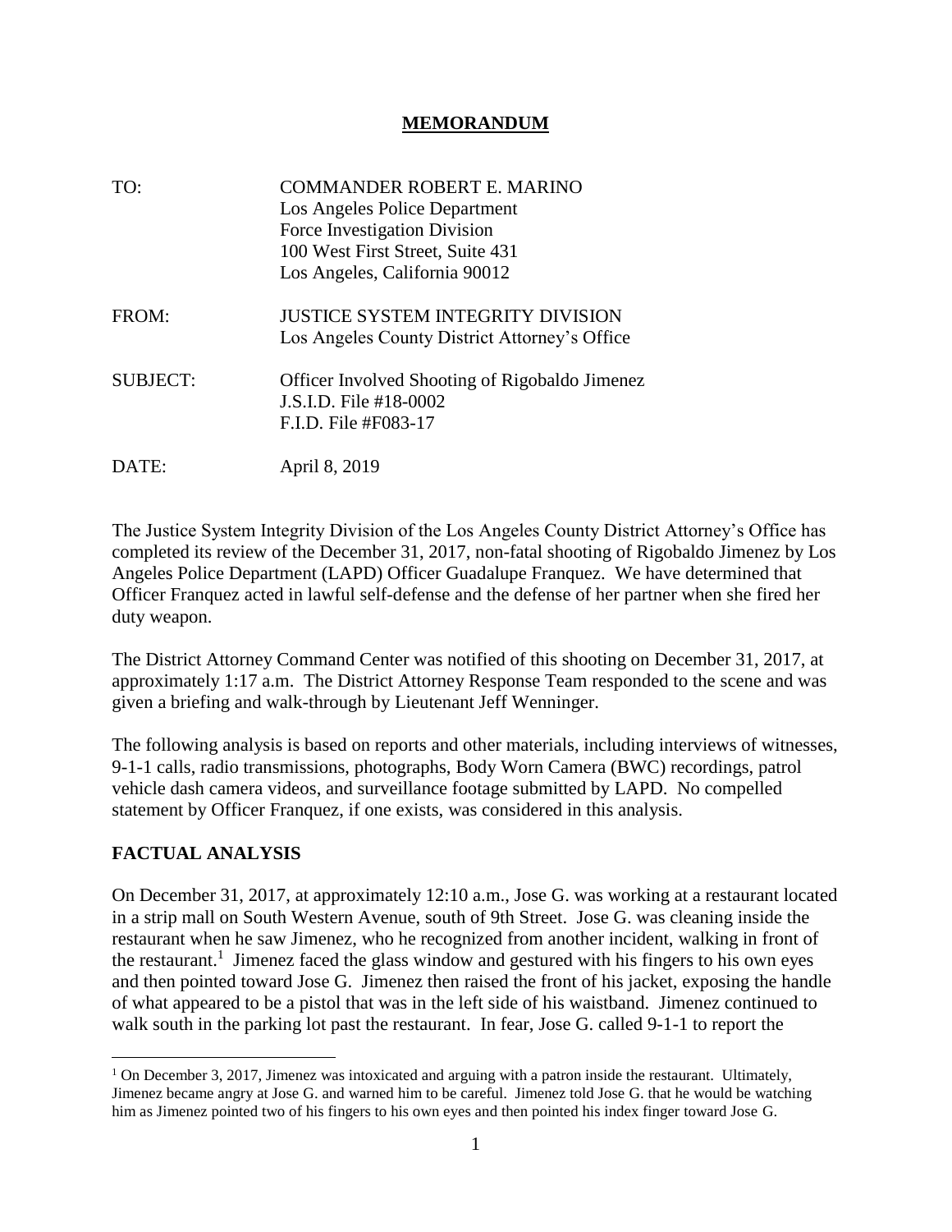# MEMORANDUM

| | |
|---|---|
| TO: | COMMANDER ROBERT E. MARINO<br>Los Angeles Police Department<br>Force Investigation Division<br>100 West First Street, Suite 431<br>Los Angeles, California 90012 |
| FROM: | JUSTICE SYSTEM INTEGRITY DIVISION<br>Los Angeles County District Attorney's Office |
| SUBJECT: | Officer Involved Shooting of Rigobaldo Jimenez<br>J.S.I.D. File #18-0002<br>F.I.D. File #F083-17 |
| DATE: | April 8, 2019 |

The Justice System Integrity Division of the Los Angeles County District Attorney's Office has completed its review of the December 31, 2017, non-fatal shooting of Rigobaldo Jimenez by Los Angeles Police Department (LAPD) Officer Guadalupe Franquez. We have determined that Officer Franquez acted in lawful self-defense and the defense of her partner when she fired her duty weapon.

The District Attorney Command Center was notified of this shooting on December 31, 2017, at approximately 1:17 a.m. The District Attorney Response Team responded to the scene and was given a briefing and walk-through by Lieutenant Jeff Wenninger.

The following analysis is based on reports and other materials, including interviews of witnesses, 9-1-1 calls, radio transmissions, photographs, Body Worn Camera (BWC) recordings, patrol vehicle dash camera videos, and surveillance footage submitted by LAPD. No compelled statement by Officer Franquez, if one exists, was considered in this analysis.

## FACTUAL ANALYSIS

On December 31, 2017, at approximately 12:10 a.m., Jose G. was working at a restaurant located in a strip mall on South Western Avenue, south of 9th Street. Jose G. was cleaning inside the restaurant when he saw Jimenez, who he recognized from another incident, walking in front of the restaurant.[1] Jimenez faced the glass window and gestured with his fingers to his own eyes and then pointed toward Jose G. Jimenez then raised the front of his jacket, exposing the handle of what appeared to be a pistol that was in the left side of his waistband. Jimenez continued to walk south in the parking lot past the restaurant. In fear, Jose G. called 9-1-1 to report the

[1] On December 3, 2017, Jimenez was intoxicated and arguing with a patron inside the restaurant. Ultimately, Jimenez became angry at Jose G. and warned him to be careful. Jimenez told Jose G. that he would be watching him as Jimenez pointed two of his fingers to his own eyes and then pointed his index finger toward Jose G.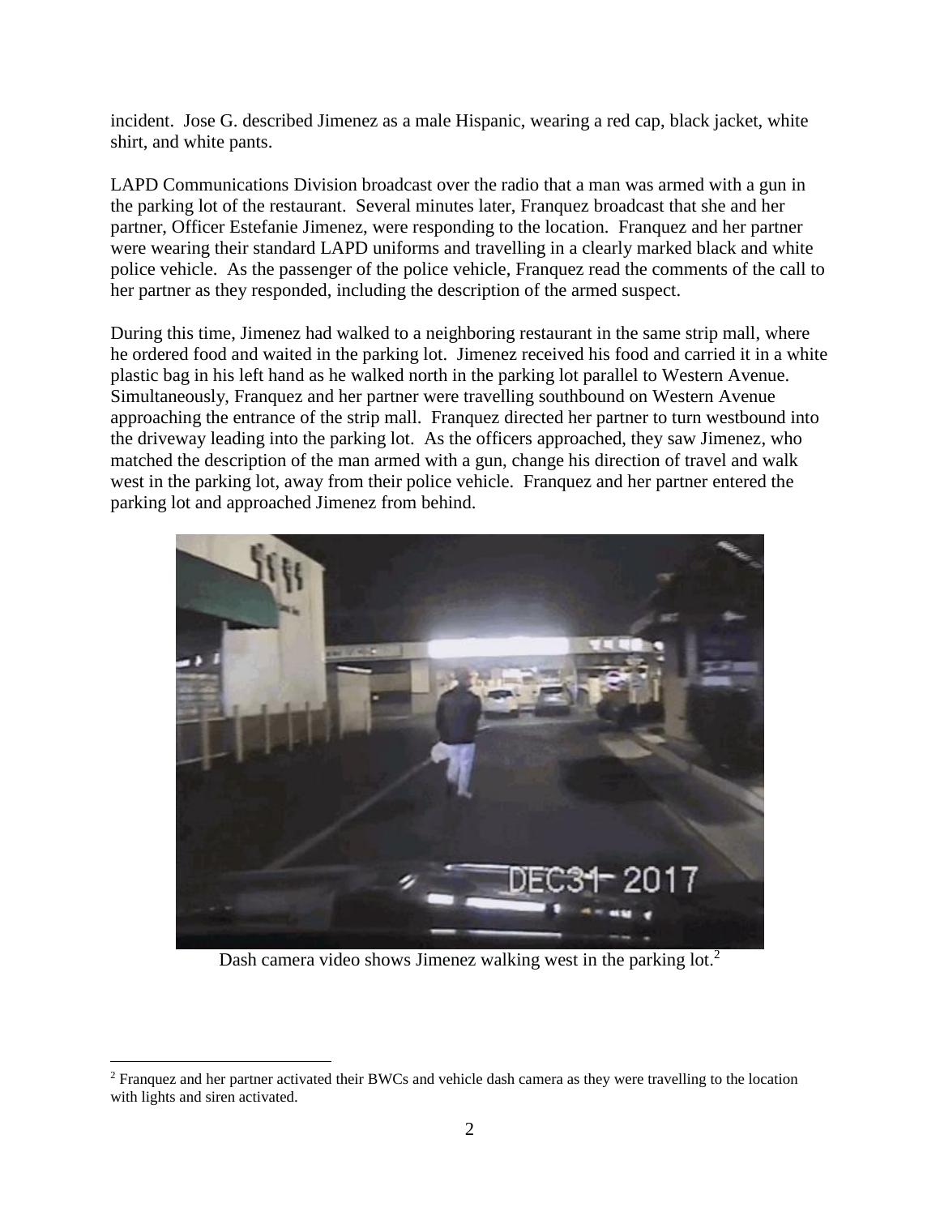incident. Jose G. described Jimenez as a male Hispanic, wearing a red cap, black jacket, white shirt, and white pants.

LAPD Communications Division broadcast over the radio that a man was armed with a gun in the parking lot of the restaurant. Several minutes later, Franquez broadcast that she and her partner, Officer Estefanie Jimenez, were responding to the location. Franquez and her partner were wearing their standard LAPD uniforms and travelling in a clearly marked black and white police vehicle. As the passenger of the police vehicle, Franquez read the comments of the call to her partner as they responded, including the description of the armed suspect.

During this time, Jimenez had walked to a neighboring restaurant in the same strip mall, where he ordered food and waited in the parking lot. Jimenez received his food and carried it in a white plastic bag in his left hand as he walked north in the parking lot parallel to Western Avenue. Simultaneously, Franquez and her partner were travelling southbound on Western Avenue approaching the entrance of the strip mall. Franquez directed her partner to turn westbound into the driveway leading into the parking lot. As the officers approached, they saw Jimenez, who matched the description of the man armed with a gun, change his direction of travel and walk west in the parking lot, away from their police vehicle. Franquez and her partner entered the parking lot and approached Jimenez from behind.

Dash camera video shows Jimenez walking west in the parking lot.[2]

[2] Franquez and her partner activated their BWCs and vehicle dash camera as they were travelling to the location with lights and siren activated.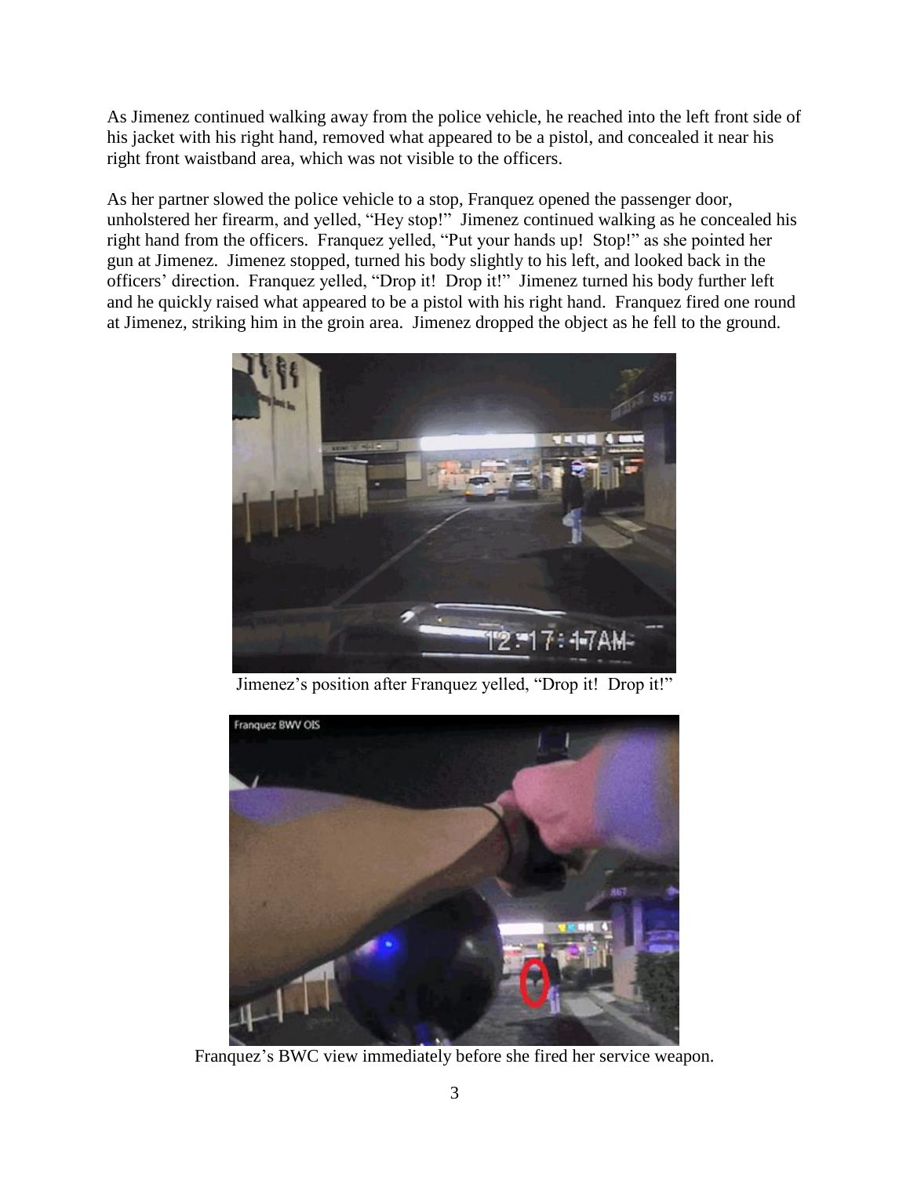As Jimenez continued walking away from the police vehicle, he reached into the left front side of his jacket with his right hand, removed what appeared to be a pistol, and concealed it near his right front waistband area, which was not visible to the officers.

As her partner slowed the police vehicle to a stop, Franquez opened the passenger door, unholstered her firearm, and yelled, "Hey stop!" Jimenez continued walking as he concealed his right hand from the officers. Franquez yelled, "Put your hands up! Stop!" as she pointed her gun at Jimenez. Jimenez stopped, turned his body slightly to his left, and looked back in the officers' direction. Franquez yelled, "Drop it! Drop it!" Jimenez turned his body further left and he quickly raised what appeared to be a pistol with his right hand. Franquez fired one round at Jimenez, striking him in the groin area. Jimenez dropped the object as he fell to the ground.

Jimenez's position after Franquez yelled, "Drop it! Drop it!"

Franquez's BWC view immediately before she fired her service weapon.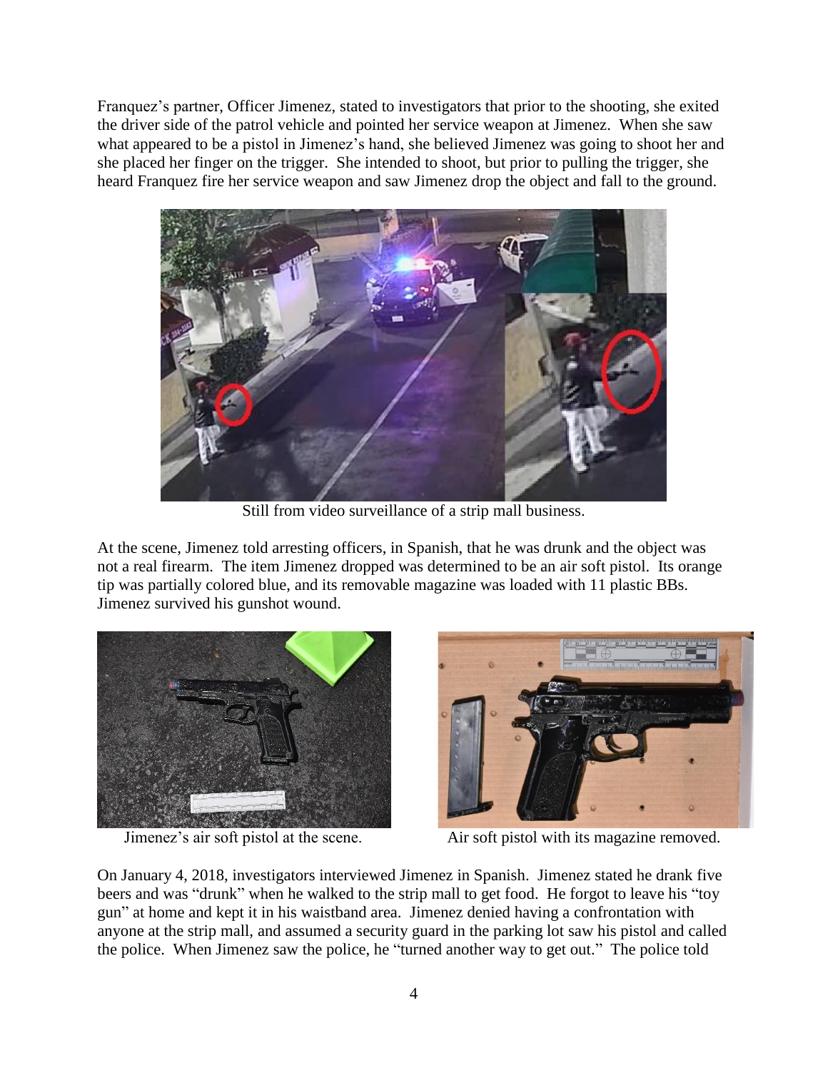Franquez's partner, Officer Jimenez, stated to investigators that prior to the shooting, she exited the driver side of the patrol vehicle and pointed her service weapon at Jimenez. When she saw what appeared to be a pistol in Jimenez's hand, she believed Jimenez was going to shoot her and she placed her finger on the trigger. She intended to shoot, but prior to pulling the trigger, she heard Franquez fire her service weapon and saw Jimenez drop the object and fall to the ground.

Still from video surveillance of a strip mall business.

At the scene, Jimenez told arresting officers, in Spanish, that he was drunk and the object was not a real firearm. The item Jimenez dropped was determined to be an air soft pistol. Its orange tip was partially colored blue, and its removable magazine was loaded with 11 plastic BBs. Jimenez survived his gunshot wound.

Jimenez's air soft pistol at the scene.

Air soft pistol with its magazine removed.

On January 4, 2018, investigators interviewed Jimenez in Spanish. Jimenez stated he drank five beers and was "drunk" when he walked to the strip mall to get food. He forgot to leave his "toy gun" at home and kept it in his waistband area. Jimenez denied having a confrontation with anyone at the strip mall, and assumed a security guard in the parking lot saw his pistol and called the police. When Jimenez saw the police, he "turned another way to get out." The police told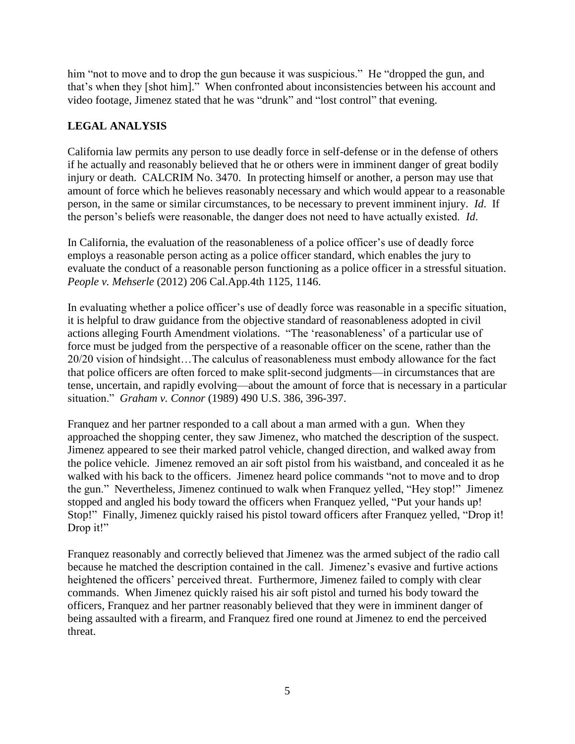him "not to move and to drop the gun because it was suspicious." He "dropped the gun, and that's when they [shot him]." When confronted about inconsistencies between his account and video footage, Jimenez stated that he was "drunk" and "lost control" that evening.

## LEGAL ANALYSIS

California law permits any person to use deadly force in self-defense or in the defense of others if he actually and reasonably believed that he or others were in imminent danger of great bodily injury or death. CALCRIM No. 3470. In protecting himself or another, a person may use that amount of force which he believes reasonably necessary and which would appear to a reasonable person, in the same or similar circumstances, to be necessary to prevent imminent injury. *Id.* If the person's beliefs were reasonable, the danger does not need to have actually existed. *Id.*

In California, the evaluation of the reasonableness of a police officer's use of deadly force employs a reasonable person acting as a police officer standard, which enables the jury to evaluate the conduct of a reasonable person functioning as a police officer in a stressful situation. *People v. Mehserle* (2012) 206 Cal.App.4th 1125, 1146.

In evaluating whether a police officer's use of deadly force was reasonable in a specific situation, it is helpful to draw guidance from the objective standard of reasonableness adopted in civil actions alleging Fourth Amendment violations. "The 'reasonableness' of a particular use of force must be judged from the perspective of a reasonable officer on the scene, rather than the 20/20 vision of hindsight…The calculus of reasonableness must embody allowance for the fact that police officers are often forced to make split-second judgments—in circumstances that are tense, uncertain, and rapidly evolving—about the amount of force that is necessary in a particular situation." *Graham v. Connor* (1989) 490 U.S. 386, 396-397.

Franquez and her partner responded to a call about a man armed with a gun. When they approached the shopping center, they saw Jimenez, who matched the description of the suspect. Jimenez appeared to see their marked patrol vehicle, changed direction, and walked away from the police vehicle. Jimenez removed an air soft pistol from his waistband, and concealed it as he walked with his back to the officers. Jimenez heard police commands "not to move and to drop the gun." Nevertheless, Jimenez continued to walk when Franquez yelled, "Hey stop!" Jimenez stopped and angled his body toward the officers when Franquez yelled, "Put your hands up! Stop!" Finally, Jimenez quickly raised his pistol toward officers after Franquez yelled, "Drop it! Drop it!"

Franquez reasonably and correctly believed that Jimenez was the armed subject of the radio call because he matched the description contained in the call. Jimenez's evasive and furtive actions heightened the officers' perceived threat. Furthermore, Jimenez failed to comply with clear commands. When Jimenez quickly raised his air soft pistol and turned his body toward the officers, Franquez and her partner reasonably believed that they were in imminent danger of being assaulted with a firearm, and Franquez fired one round at Jimenez to end the perceived threat.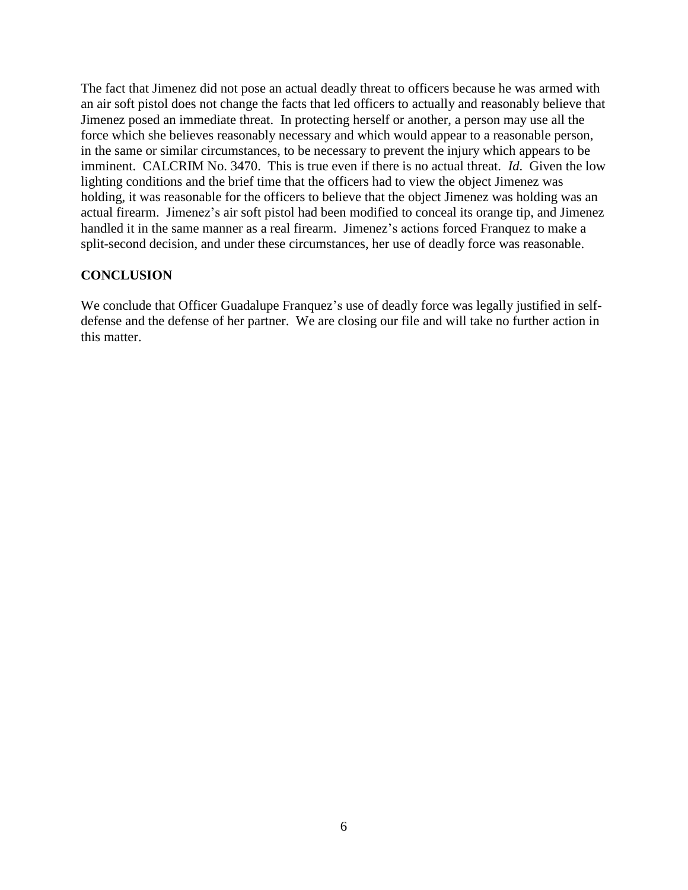The fact that Jimenez did not pose an actual deadly threat to officers because he was armed with an air soft pistol does not change the facts that led officers to actually and reasonably believe that Jimenez posed an immediate threat. In protecting herself or another, a person may use all the force which she believes reasonably necessary and which would appear to a reasonable person, in the same or similar circumstances, to be necessary to prevent the injury which appears to be imminent. CALCRIM No. 3470. This is true even if there is no actual threat. *Id.* Given the low lighting conditions and the brief time that the officers had to view the object Jimenez was holding, it was reasonable for the officers to believe that the object Jimenez was holding was an actual firearm. Jimenez's air soft pistol had been modified to conceal its orange tip, and Jimenez handled it in the same manner as a real firearm. Jimenez's actions forced Franquez to make a split-second decision, and under these circumstances, her use of deadly force was reasonable.

## CONCLUSION

We conclude that Officer Guadalupe Franquez's use of deadly force was legally justified in self-defense and the defense of her partner. We are closing our file and will take no further action in this matter.